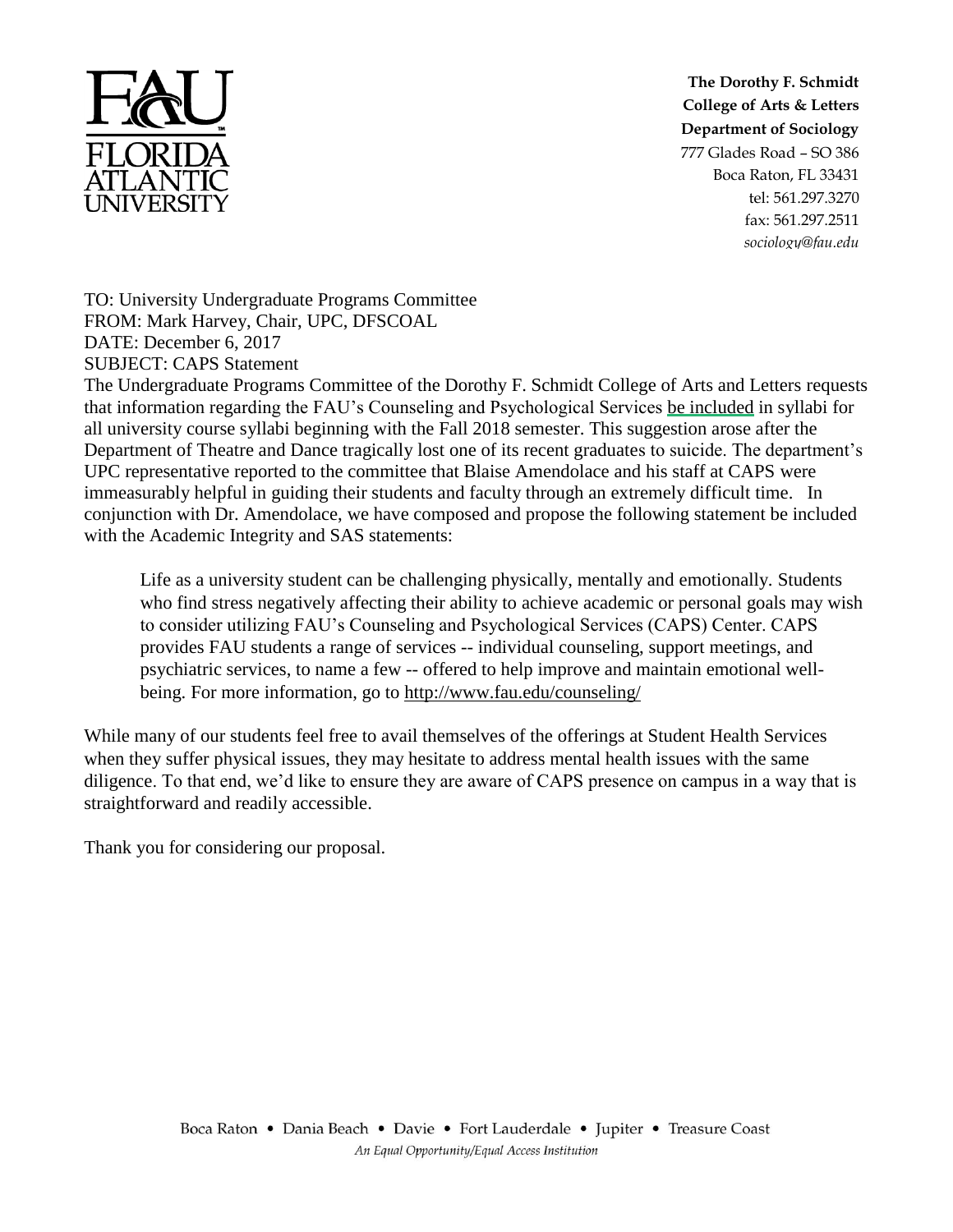FLORIDA ATLANTIC UNIVERSITY

**The Dorothy F. Schmidt**
**College of Arts & Letters**
**Department of Sociology**
777 Glades Road – SO 386
Boca Raton, FL 33431
tel: 561.297.3270
fax: 561.297.2511
*sociology@fau.edu*

TO: University Undergraduate Programs Committee
FROM: Mark Harvey, Chair, UPC, DFSCOAL
DATE: December 6, 2017
SUBJECT: CAPS Statement

The Undergraduate Programs Committee of the Dorothy F. Schmidt College of Arts and Letters requests that information regarding the FAU's Counseling and Psychological Services be included in syllabi for all university course syllabi beginning with the Fall 2018 semester. This suggestion arose after the Department of Theatre and Dance tragically lost one of its recent graduates to suicide. The department's UPC representative reported to the committee that Blaise Amendolace and his staff at CAPS were immeasurably helpful in guiding their students and faculty through an extremely difficult time. In conjunction with Dr. Amendolace, we have composed and propose the following statement be included with the Academic Integrity and SAS statements:

> Life as a university student can be challenging physically, mentally and emotionally. Students who find stress negatively affecting their ability to achieve academic or personal goals may wish to consider utilizing FAU's Counseling and Psychological Services (CAPS) Center. CAPS provides FAU students a range of services -- individual counseling, support meetings, and psychiatric services, to name a few -- offered to help improve and maintain emotional well-being. For more information, go to http://www.fau.edu/counseling/

While many of our students feel free to avail themselves of the offerings at Student Health Services when they suffer physical issues, they may hesitate to address mental health issues with the same diligence. To that end, we'd like to ensure they are aware of CAPS presence on campus in a way that is straightforward and readily accessible.

Thank you for considering our proposal.

Boca Raton • Dania Beach • Davie • Fort Lauderdale • Jupiter • Treasure Coast
*An Equal Opportunity/Equal Access Institution*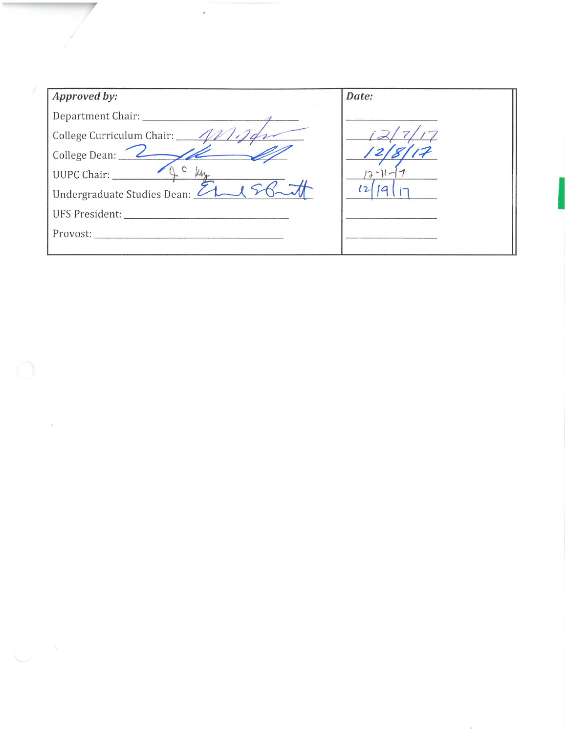| Approved by: | Date: |
|---|---|
| Department Chair: | |
| College Curriculum Chair: *[signature]* | 12/7/17 |
| College Dean: *[signature]* | 12/8/17 |
| UUPC Chair: *[signature]* | 12-11-17 |
| Undergraduate Studies Dean: *[signature]* | 12/19/17 |
| UFS President: | |
| Provost: | |